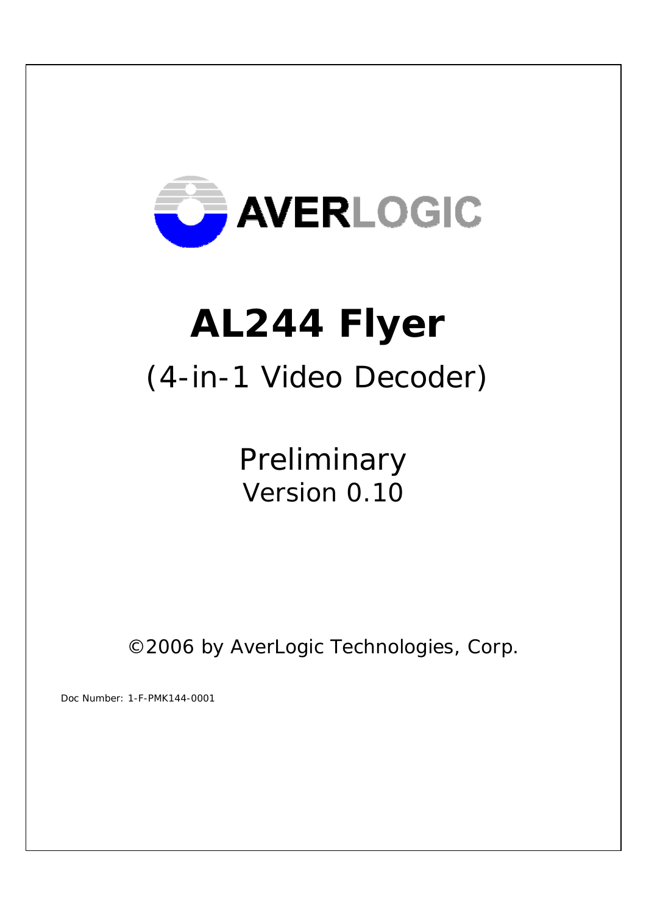AVERLOGIC

# AL244 Flyer

## (4-in-1 Video Decoder)

Preliminary
Version 0.10

©2006 by AverLogic Technologies, Corp.

Doc Number: 1-F-PMK144-0001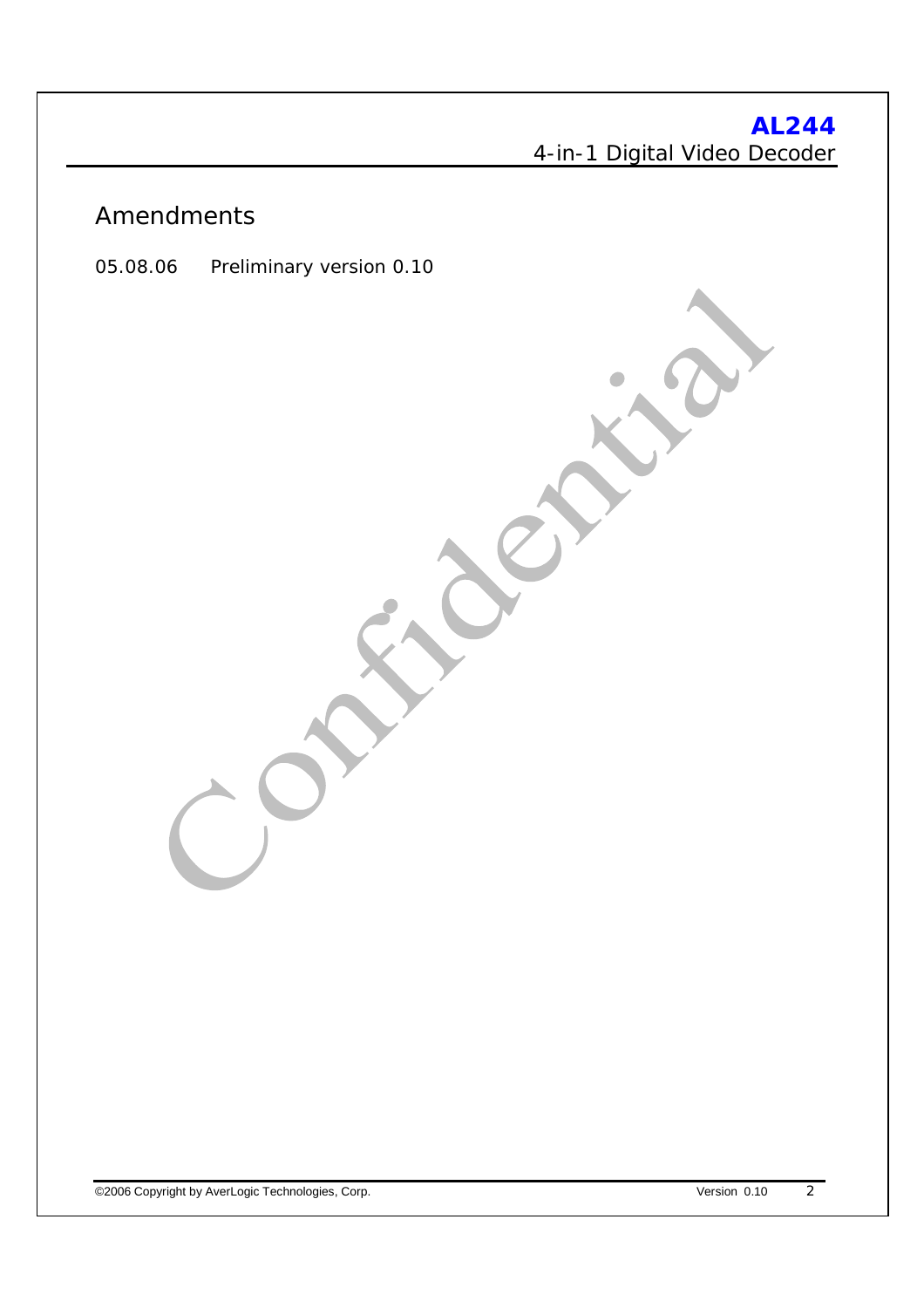# Amendments

05.08.06 Preliminary version 0.10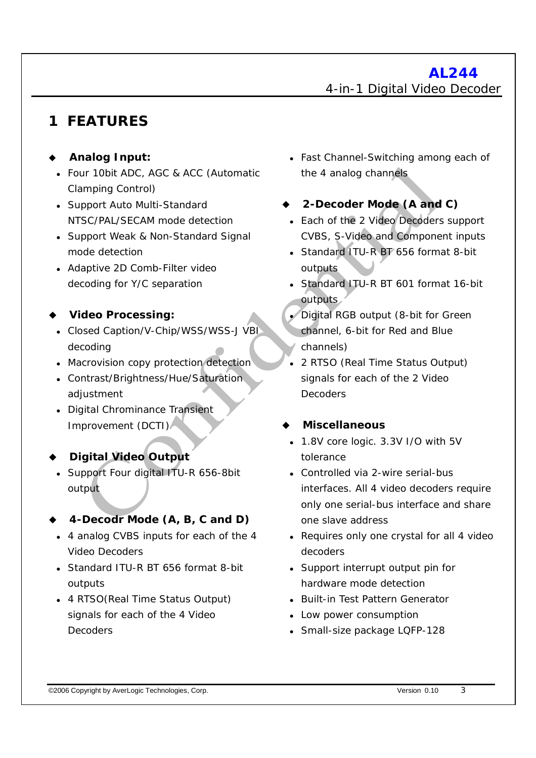# 1 FEATURES

◆ **Analog Input:**

- Four 10bit ADC, AGC & ACC (Automatic Clamping Control)
- Support Auto Multi-Standard NTSC/PAL/SECAM mode detection
- Support Weak & Non-Standard Signal mode detection
- Adaptive 2D Comb-Filter video decoding for Y/C separation

◆ **Video Processing:**

- Closed Caption/V-Chip/WSS/WSS-J VBI decoding
- Macrovision copy protection detection
- Contrast/Brightness/Hue/Saturation adjustment
- Digital Chrominance Transient Improvement (DCTI)

◆ **Digital Video Output**

- Support Four digital ITU-R 656-8bit output

◆ **4-Decodr Mode (A, B, C and D)**

- 4 analog CVBS inputs for each of the 4 Video Decoders
- Standard ITU-R BT 656 format 8-bit outputs
- 4 RTSO(Real Time Status Output) signals for each of the 4 Video Decoders
- Fast Channel-Switching among each of the 4 analog channels

◆ **2-Decoder Mode (A and C)**

- Each of the 2 Video Decoders support CVBS, S-Video and Component inputs
- Standard ITU-R BT 656 format 8-bit outputs
- Standard ITU-R BT 601 format 16-bit outputs
- Digital RGB output (8-bit for Green channel, 6-bit for Red and Blue channels)
- 2 RTSO (Real Time Status Output) signals for each of the 2 Video Decoders

◆ **Miscellaneous**

- 1.8V core logic. 3.3V I/O with 5V tolerance
- Controlled via 2-wire serial-bus interfaces. All 4 video decoders require only one serial-bus interface and share one slave address
- Requires only one crystal for all 4 video decoders
- Support interrupt output pin for hardware mode detection
- Built-in Test Pattern Generator
- Low power consumption
- Small-size package LQFP-128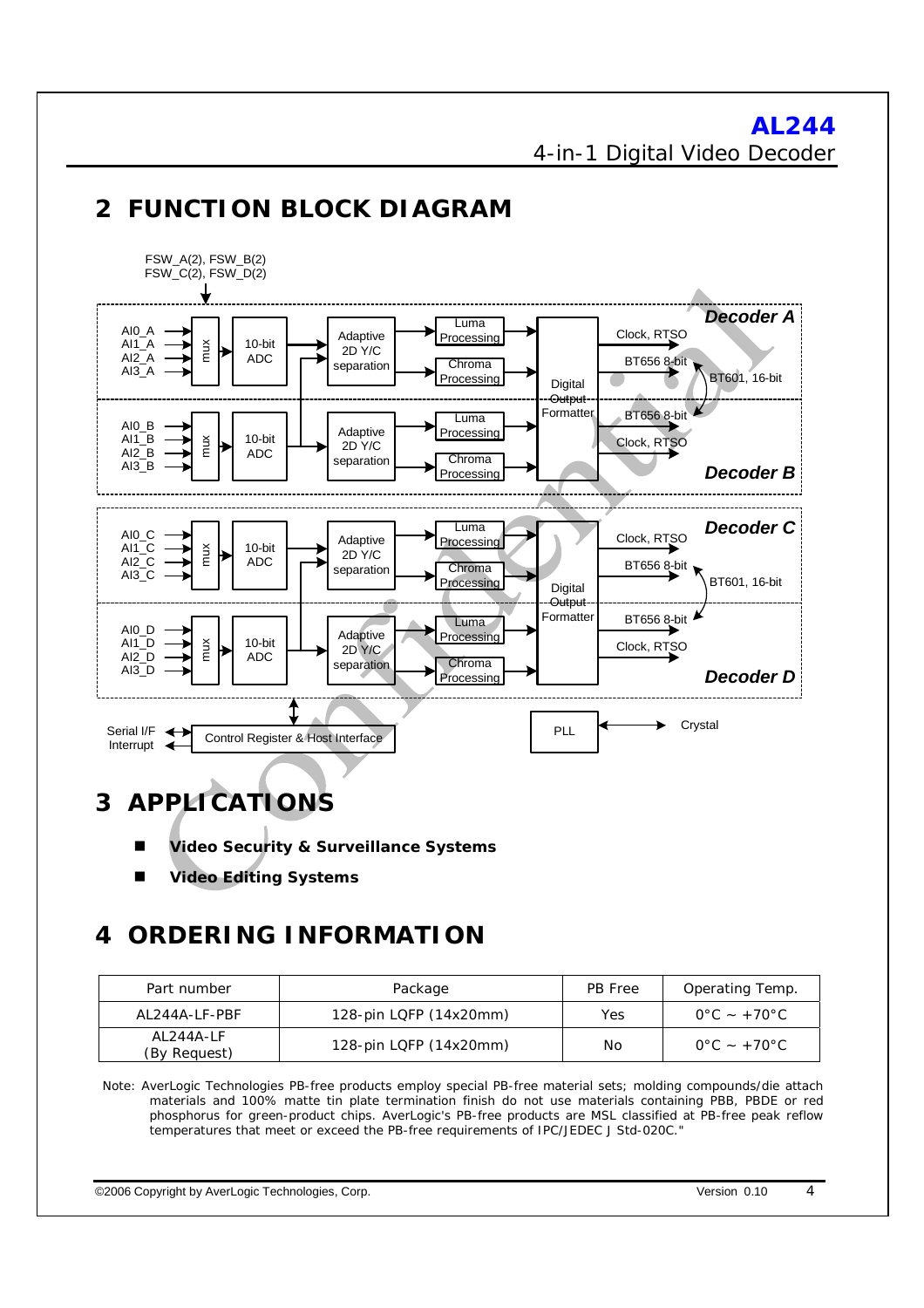## 2 FUNCTION BLOCK DIAGRAM

FSW_A(2), FSW_B(2)
FSW_C(2), FSW_D(2)

Decoder A

AI0_A
AI1_A
AI2_A
AI3_A

mux

10-bit ADC

Adaptive 2D Y/C separation

Luma Processing

Chroma Processing

Digital Output Formatter

Clock, RTSO

BT656 8-bit

BT601, 16-bit

BT656 8-bit

Clock, RTSO

Decoder B

AI0_B
AI1_B
AI2_B
AI3_B

mux

10-bit ADC

Adaptive 2D Y/C separation

Luma Processing

Chroma Processing

Decoder C

AI0_C
AI1_C
AI2_C
AI3_C

mux

10-bit ADC

Adaptive 2D Y/C separation

Luma Processing

Chroma Processing

Digital Output Formatter

Clock, RTSO

BT656 8-bit

BT601, 16-bit

BT656 8-bit

Clock, RTSO

Decoder D

AI0_D
AI1_D
AI2_D
AI3_D

mux

10-bit ADC

Adaptive 2D Y/C separation

Luma Processing

Chroma Processing

Serial I/F
Interrupt

Control Register & Host Interface

PLL

Crystal

## 3 APPLICATIONS

- **Video Security & Surveillance Systems**
- **Video Editing Systems**

## 4 ORDERING INFORMATION

| Part number | Package | PB Free | Operating Temp. |
|---|---|---|---|
| AL244A-LF-PBF | 128-pin LQFP (14x20mm) | Yes | 0°C ~ +70°C |
| AL244A-LF (By Request) | 128-pin LQFP (14x20mm) | No | 0°C ~ +70°C |

Note: AverLogic Technologies PB-free products employ special PB-free material sets; molding compounds/die attach materials and 100% matte tin plate termination finish do not use materials containing PBB, PBDE or red phosphorus for green-product chips. AverLogic's PB-free products are MSL classified at PB-free peak reflow temperatures that meet or exceed the PB-free requirements of IPC/JEDEC J Std-020C."